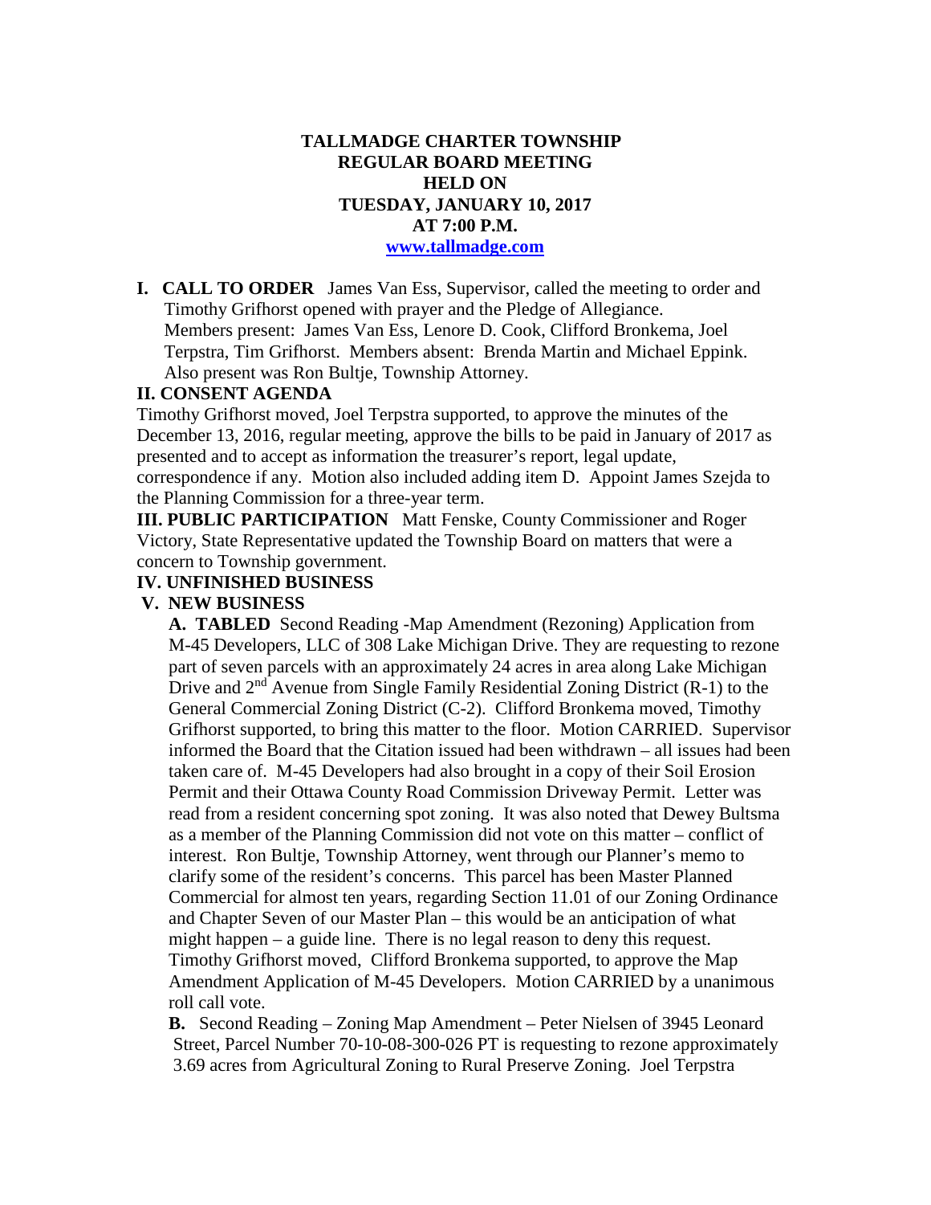**TALLMADGE CHARTER TOWNSHIP**
**REGULAR BOARD MEETING**
**HELD ON**
**TUESDAY, JANUARY 10, 2017**
**AT 7:00 P.M.**
**www.tallmadge.com**

**I. CALL TO ORDER** James Van Ess, Supervisor, called the meeting to order and Timothy Grifhorst opened with prayer and the Pledge of Allegiance. Members present: James Van Ess, Lenore D. Cook, Clifford Bronkema, Joel Terpstra, Tim Grifhorst. Members absent: Brenda Martin and Michael Eppink. Also present was Ron Bultje, Township Attorney.

**II. CONSENT AGENDA**

Timothy Grifhorst moved, Joel Terpstra supported, to approve the minutes of the December 13, 2016, regular meeting, approve the bills to be paid in January of 2017 as presented and to accept as information the treasurer's report, legal update, correspondence if any. Motion also included adding item D. Appoint James Szejda to the Planning Commission for a three-year term.

**III. PUBLIC PARTICIPATION** Matt Fenske, County Commissioner and Roger Victory, State Representative updated the Township Board on matters that were a concern to Township government.

**IV. UNFINISHED BUSINESS**

**V. NEW BUSINESS**

**A. TABLED** Second Reading -Map Amendment (Rezoning) Application from M-45 Developers, LLC of 308 Lake Michigan Drive. They are requesting to rezone part of seven parcels with an approximately 24 acres in area along Lake Michigan Drive and 2nd Avenue from Single Family Residential Zoning District (R-1) to the General Commercial Zoning District (C-2). Clifford Bronkema moved, Timothy Grifhorst supported, to bring this matter to the floor. Motion CARRIED. Supervisor informed the Board that the Citation issued had been withdrawn – all issues had been taken care of. M-45 Developers had also brought in a copy of their Soil Erosion Permit and their Ottawa County Road Commission Driveway Permit. Letter was read from a resident concerning spot zoning. It was also noted that Dewey Bultsma as a member of the Planning Commission did not vote on this matter – conflict of interest. Ron Bultje, Township Attorney, went through our Planner's memo to clarify some of the resident's concerns. This parcel has been Master Planned Commercial for almost ten years, regarding Section 11.01 of our Zoning Ordinance and Chapter Seven of our Master Plan – this would be an anticipation of what might happen – a guide line. There is no legal reason to deny this request. Timothy Grifhorst moved, Clifford Bronkema supported, to approve the Map Amendment Application of M-45 Developers. Motion CARRIED by a unanimous roll call vote.

**B.** Second Reading – Zoning Map Amendment – Peter Nielsen of 3945 Leonard Street, Parcel Number 70-10-08-300-026 PT is requesting to rezone approximately 3.69 acres from Agricultural Zoning to Rural Preserve Zoning. Joel Terpstra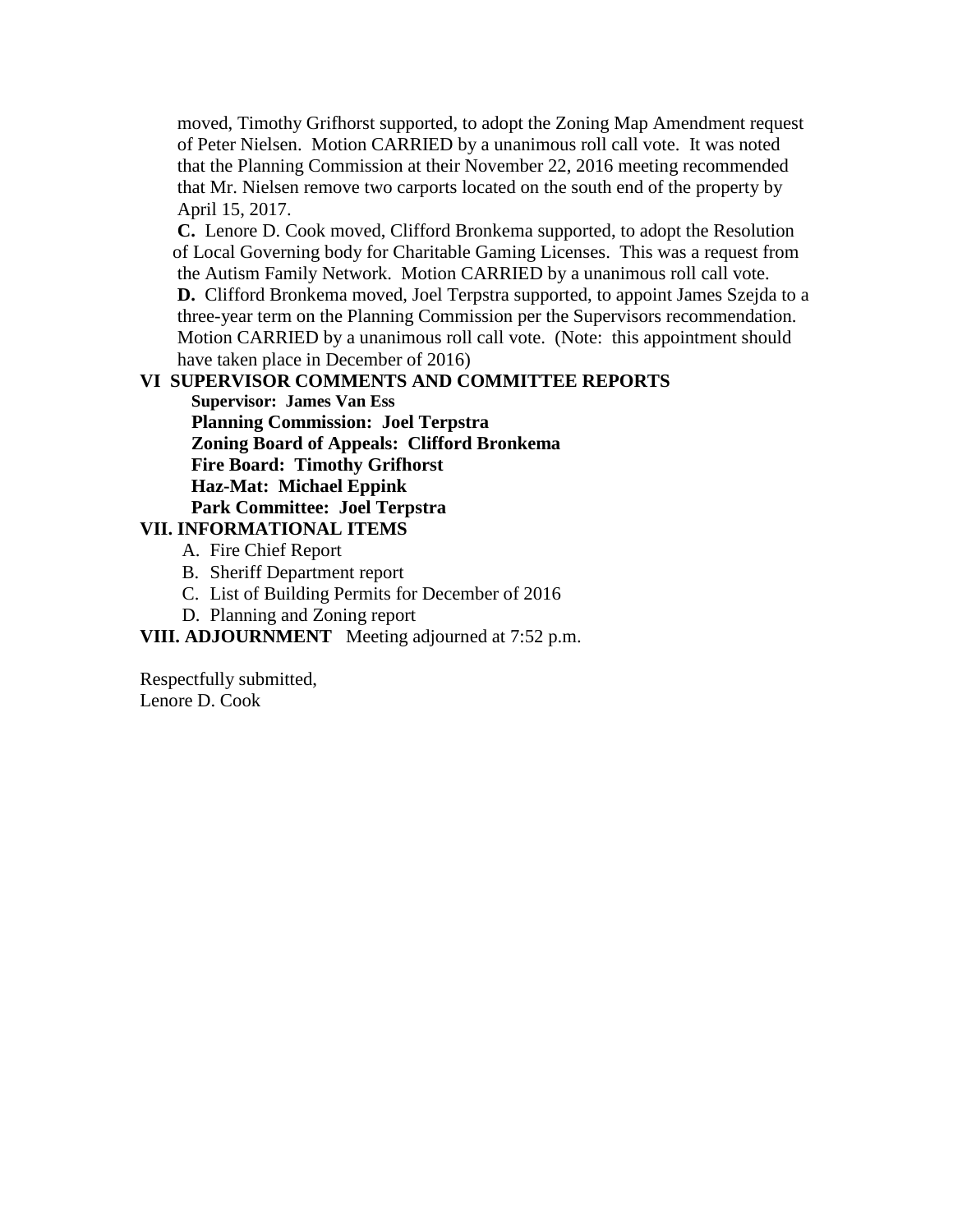moved, Timothy Grifhorst supported, to adopt the Zoning Map Amendment request of Peter Nielsen. Motion CARRIED by a unanimous roll call vote. It was noted that the Planning Commission at their November 22, 2016 meeting recommended that Mr. Nielsen remove two carports located on the south end of the property by April 15, 2017.

**C.** Lenore D. Cook moved, Clifford Bronkema supported, to adopt the Resolution of Local Governing body for Charitable Gaming Licenses. This was a request from the Autism Family Network. Motion CARRIED by a unanimous roll call vote.

**D.** Clifford Bronkema moved, Joel Terpstra supported, to appoint James Szejda to a three-year term on the Planning Commission per the Supervisors recommendation. Motion CARRIED by a unanimous roll call vote. (Note: this appointment should have taken place in December of 2016)

**VI SUPERVISOR COMMENTS AND COMMITTEE REPORTS**

**Supervisor: James Van Ess**
**Planning Commission: Joel Terpstra**
**Zoning Board of Appeals: Clifford Bronkema**
**Fire Board: Timothy Grifhorst**
**Haz-Mat: Michael Eppink**
**Park Committee: Joel Terpstra**

**VII. INFORMATIONAL ITEMS**

A. Fire Chief Report
B. Sheriff Department report
C. List of Building Permits for December of 2016
D. Planning and Zoning report

**VIII. ADJOURNMENT** Meeting adjourned at 7:52 p.m.

Respectfully submitted,
Lenore D. Cook